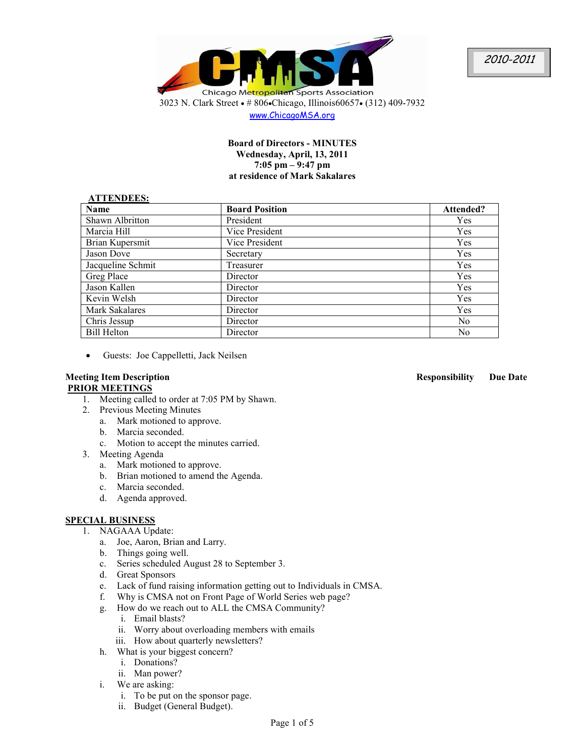CMSA

Chicago Metropolitan Sports Association

3023 N. Clark Street • # 806•Chicago, Illinois60657• (312) 409-7932

www.ChicagoMSA.org

2010-2011

**Board of Directors - MINUTES**
**Wednesday, April, 13, 2011**
**7:05 pm – 9:47 pm**
**at residence of Mark Sakalares**

**ATTENDEES:**

| Name | Board Position | Attended? |
|---|---|---|
| Shawn Albritton | President | Yes |
| Marcia Hill | Vice President | Yes |
| Brian Kupersmit | Vice President | Yes |
| Jason Dove | Secretary | Yes |
| Jacqueline Schmit | Treasurer | Yes |
| Greg Place | Director | Yes |
| Jason Kallen | Director | Yes |
| Kevin Welsh | Director | Yes |
| Mark Sakalares | Director | Yes |
| Chris Jessup | Director | No |
| Bill Helton | Director | No |

- Guests: Joe Cappelletti, Jack Neilsen

**Meeting Item Description** — **Responsibility** — **Due Date**

**PRIOR MEETINGS**

1. Meeting called to order at 7:05 PM by Shawn.
2. Previous Meeting Minutes
   a. Mark motioned to approve.
   b. Marcia seconded.
   c. Motion to accept the minutes carried.
3. Meeting Agenda
   a. Mark motioned to approve.
   b. Brian motioned to amend the Agenda.
   c. Marcia seconded.
   d. Agenda approved.

**SPECIAL BUSINESS**

1. NAGAAA Update:
   a. Joe, Aaron, Brian and Larry.
   b. Things going well.
   c. Series scheduled August 28 to September 3.
   d. Great Sponsors
   e. Lack of fund raising information getting out to Individuals in CMSA.
   f. Why is CMSA not on Front Page of World Series web page?
   g. How do we reach out to ALL the CMSA Community?
      i. Email blasts?
      ii. Worry about overloading members with emails
      iii. How about quarterly newsletters?
   h. What is your biggest concern?
      i. Donations?
      ii. Man power?
   i. We are asking:
      i. To be put on the sponsor page.
      ii. Budget (General Budget).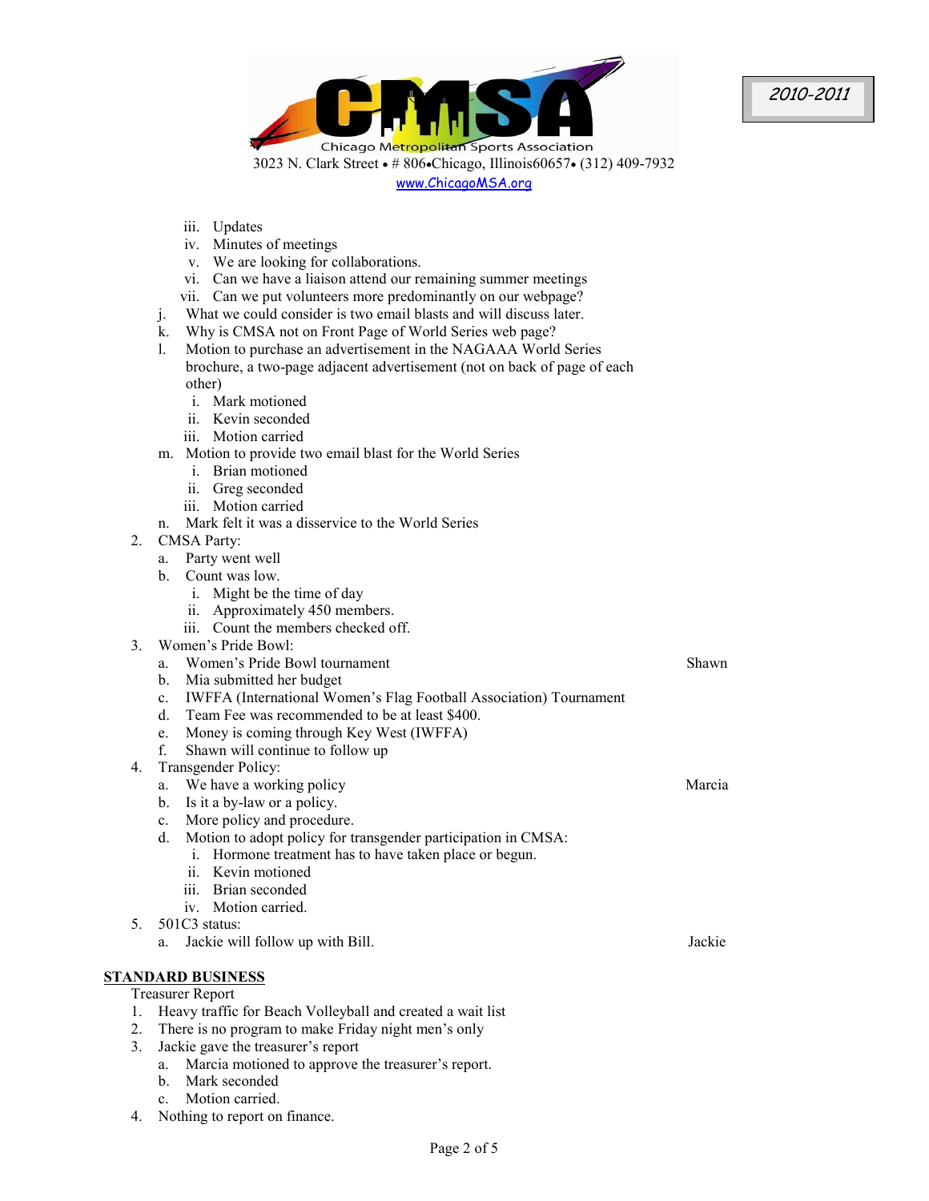Chicago Metropolitan Sports Association
3023 N. Clark Street • # 806•Chicago, Illinois60657• (312) 409-7932
www.ChicagoMSA.org

2010-2011

- iii. Updates
- iv. Minutes of meetings
- v. We are looking for collaborations.
- vi. Can we have a liaison attend our remaining summer meetings
- vii. Can we put volunteers more predominantly on our webpage?

j. What we could consider is two email blasts and will discuss later.
k. Why is CMSA not on Front Page of World Series web page?
l. Motion to purchase an advertisement in the NAGAAA World Series brochure, a two-page adjacent advertisement (not on back of page of each other)
   - i. Mark motioned
   - ii. Kevin seconded
   - iii. Motion carried

m. Motion to provide two email blast for the World Series
   - i. Brian motioned
   - ii. Greg seconded
   - iii. Motion carried

n. Mark felt it was a disservice to the World Series

2. CMSA Party:
   - a. Party went well
   - b. Count was low.
     - i. Might be the time of day
     - ii. Approximately 450 members.
     - iii. Count the members checked off.
3. Women's Pride Bowl:
   - a. Women's Pride Bowl tournament — Shawn
   - b. Mia submitted her budget
   - c. IWFFA (International Women's Flag Football Association) Tournament
   - d. Team Fee was recommended to be at least $400.
   - e. Money is coming through Key West (IWFFA)
   - f. Shawn will continue to follow up
4. Transgender Policy:
   - a. We have a working policy — Marcia
   - b. Is it a by-law or a policy.
   - c. More policy and procedure.
   - d. Motion to adopt policy for transgender participation in CMSA:
     - i. Hormone treatment has to have taken place or begun.
     - ii. Kevin motioned
     - iii. Brian seconded
     - iv. Motion carried.
5. 501C3 status:
   - a. Jackie will follow up with Bill. — Jackie

## STANDARD BUSINESS

Treasurer Report

1. Heavy traffic for Beach Volleyball and created a wait list
2. There is no program to make Friday night men's only
3. Jackie gave the treasurer's report
   - a. Marcia motioned to approve the treasurer's report.
   - b. Mark seconded
   - c. Motion carried.
4. Nothing to report on finance.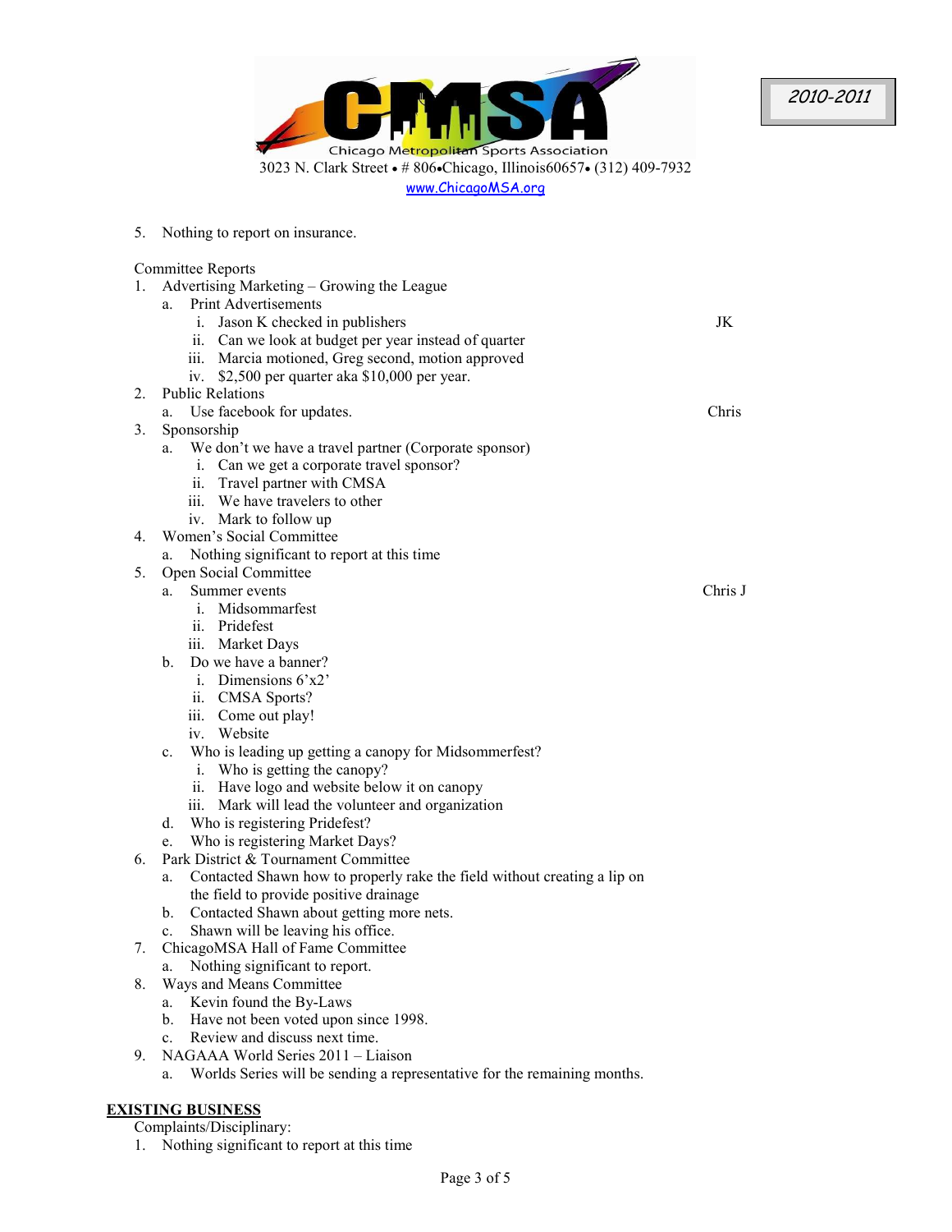5. Nothing to report on insurance.

Committee Reports

1. Advertising Marketing – Growing the League
   a. Print Advertisements
      i. Jason K checked in publishers — JK
      ii. Can we look at budget per year instead of quarter
      iii. Marcia motioned, Greg second, motion approved
      iv. $2,500 per quarter aka $10,000 per year.
2. Public Relations
   a. Use facebook for updates. — Chris
3. Sponsorship
   a. We don't we have a travel partner (Corporate sponsor)
      i. Can we get a corporate travel sponsor?
      ii. Travel partner with CMSA
      iii. We have travelers to other
      iv. Mark to follow up
4. Women's Social Committee
   a. Nothing significant to report at this time
5. Open Social Committee
   a. Summer events — Chris J
      i. Midsommarfest
      ii. Pridefest
      iii. Market Days
   b. Do we have a banner?
      i. Dimensions 6'x2'
      ii. CMSA Sports?
      iii. Come out play!
      iv. Website
   c. Who is leading up getting a canopy for Midsommerfest?
      i. Who is getting the canopy?
      ii. Have logo and website below it on canopy
      iii. Mark will lead the volunteer and organization
   d. Who is registering Pridefest?
   e. Who is registering Market Days?
6. Park District & Tournament Committee
   a. Contacted Shawn how to properly rake the field without creating a lip on the field to provide positive drainage
   b. Contacted Shawn about getting more nets.
   c. Shawn will be leaving his office.
7. ChicagoMSA Hall of Fame Committee
   a. Nothing significant to report.
8. Ways and Means Committee
   a. Kevin found the By-Laws
   b. Have not been voted upon since 1998.
   c. Review and discuss next time.
9. NAGAAA World Series 2011 – Liaison
   a. Worlds Series will be sending a representative for the remaining months.

## EXISTING BUSINESS

Complaints/Disciplinary:

1. Nothing significant to report at this time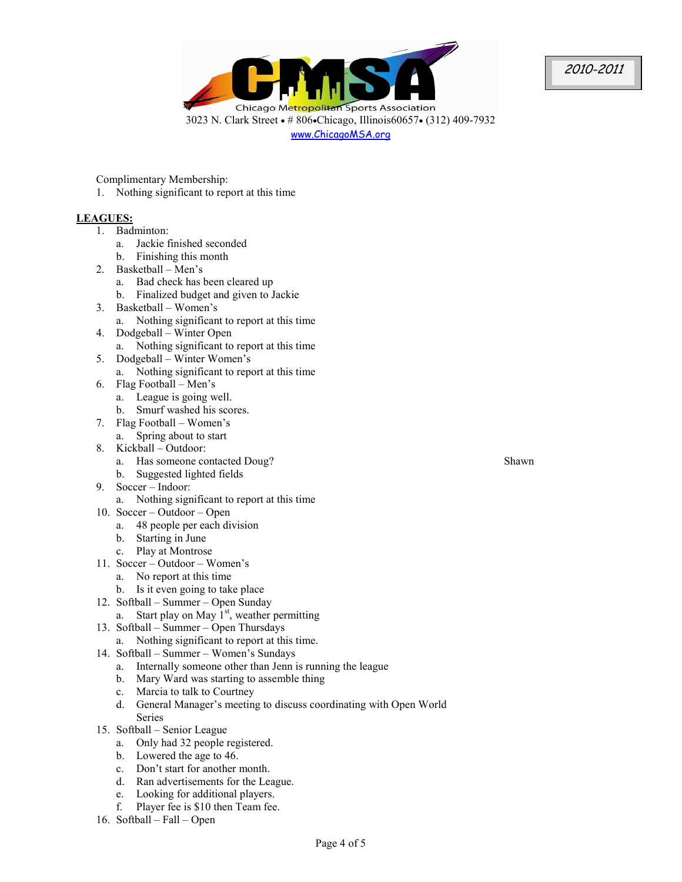Chicago Metropolitan Sports Association
3023 N. Clark Street • # 806•Chicago, Illinois60657• (312) 409-7932
www.ChicagoMSA.org

2010-2011

Complimentary Membership:

1. Nothing significant to report at this time

**LEAGUES:**

1. Badminton:
   a. Jackie finished seconded
   b. Finishing this month
2. Basketball – Men's
   a. Bad check has been cleared up
   b. Finalized budget and given to Jackie
3. Basketball – Women's
   a. Nothing significant to report at this time
4. Dodgeball – Winter Open
   a. Nothing significant to report at this time
5. Dodgeball – Winter Women's
   a. Nothing significant to report at this time
6. Flag Football – Men's
   a. League is going well.
   b. Smurf washed his scores.
7. Flag Football – Women's
   a. Spring about to start
8. Kickball – Outdoor:
   a. Has someone contacted Doug? Shawn
   b. Suggested lighted fields
9. Soccer – Indoor:
   a. Nothing significant to report at this time
10. Soccer – Outdoor – Open
    a. 48 people per each division
    b. Starting in June
    c. Play at Montrose
11. Soccer – Outdoor – Women's
    a. No report at this time
    b. Is it even going to take place
12. Softball – Summer – Open Sunday
    a. Start play on May 1st, weather permitting
13. Softball – Summer – Open Thursdays
    a. Nothing significant to report at this time.
14. Softball – Summer – Women's Sundays
    a. Internally someone other than Jenn is running the league
    b. Mary Ward was starting to assemble thing
    c. Marcia to talk to Courtney
    d. General Manager's meeting to discuss coordinating with Open World Series
15. Softball – Senior League
    a. Only had 32 people registered.
    b. Lowered the age to 46.
    c. Don't start for another month.
    d. Ran advertisements for the League.
    e. Looking for additional players.
    f. Player fee is $10 then Team fee.
16. Softball – Fall – Open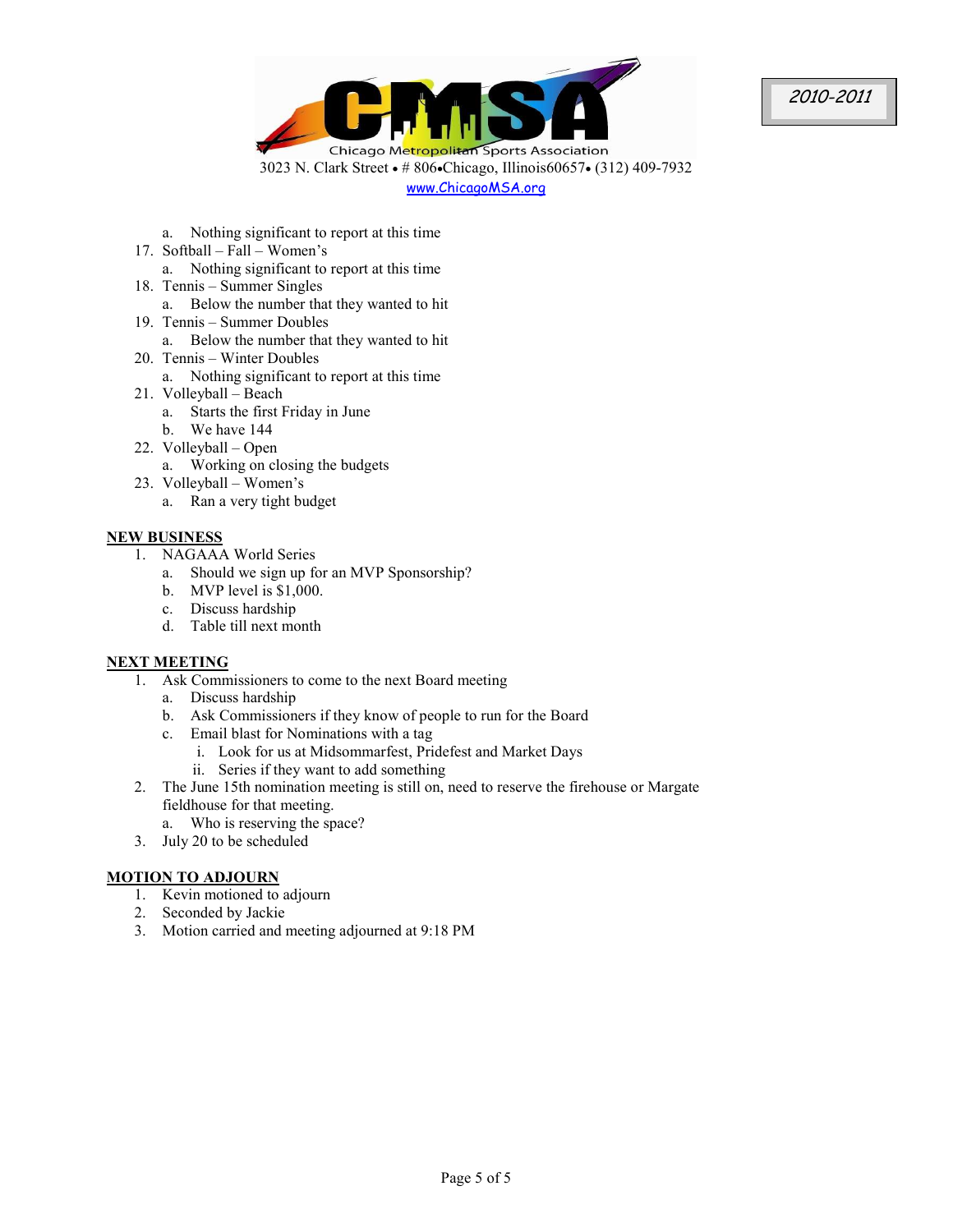a. Nothing significant to report at this time

17. Softball – Fall – Women's
    a. Nothing significant to report at this time
18. Tennis – Summer Singles
    a. Below the number that they wanted to hit
19. Tennis – Summer Doubles
    a. Below the number that they wanted to hit
20. Tennis – Winter Doubles
    a. Nothing significant to report at this time
21. Volleyball – Beach
    a. Starts the first Friday in June
    b. We have 144
22. Volleyball – Open
    a. Working on closing the budgets
23. Volleyball – Women's
    a. Ran a very tight budget

**NEW BUSINESS**

1. NAGAAA World Series
    a. Should we sign up for an MVP Sponsorship?
    b. MVP level is $1,000.
    c. Discuss hardship
    d. Table till next month

**NEXT MEETING**

1. Ask Commissioners to come to the next Board meeting
    a. Discuss hardship
    b. Ask Commissioners if they know of people to run for the Board
    c. Email blast for Nominations with a tag
        i. Look for us at Midsommarfest, Pridefest and Market Days
        ii. Series if they want to add something
2. The June 15th nomination meeting is still on, need to reserve the firehouse or Margate fieldhouse for that meeting.
    a. Who is reserving the space?
3. July 20 to be scheduled

**MOTION TO ADJOURN**

1. Kevin motioned to adjourn
2. Seconded by Jackie
3. Motion carried and meeting adjourned at 9:18 PM